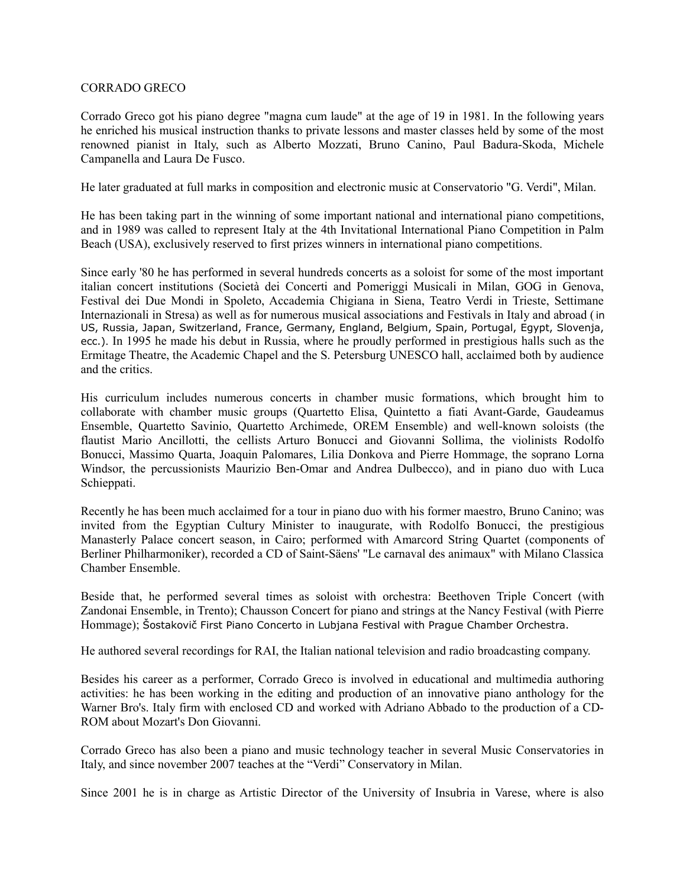# CORRADO GRECO

Corrado Greco got his piano degree "magna cum laude" at the age of 19 in 1981. In the following years he enriched his musical instruction thanks to private lessons and master classes held by some of the most renowned pianist in Italy, such as Alberto Mozzati, Bruno Canino, Paul Badura-Skoda, Michele Campanella and Laura De Fusco.

He later graduated at full marks in composition and electronic music at Conservatorio "G. Verdi", Milan.

He has been taking part in the winning of some important national and international piano competitions, and in 1989 was called to represent Italy at the 4th Invitational International Piano Competition in Palm Beach (USA), exclusively reserved to first prizes winners in international piano competitions.

Since early '80 he has performed in several hundreds concerts as a soloist for some of the most important italian concert institutions (Società dei Concerti and Pomeriggi Musicali in Milan, GOG in Genova, Festival dei Due Mondi in Spoleto, Accademia Chigiana in Siena, Teatro Verdi in Trieste, Settimane Internazionali in Stresa) as well as for numerous musical associations and Festivals in Italy and abroad ( in US, Russia, Japan, Switzerland, France, Germany, England, Belgium, Spain, Portugal, Egypt, Slovenja, ecc.). In 1995 he made his debut in Russia, where he proudly performed in prestigious halls such as the Ermitage Theatre, the Academic Chapel and the S. Petersburg UNESCO hall, acclaimed both by audience and the critics.

His curriculum includes numerous concerts in chamber music formations, which brought him to collaborate with chamber music groups (Quartetto Elisa, Quintetto a fiati Avant-Garde, Gaudeamus Ensemble, Quartetto Savinio, Quartetto Archimede, OREM Ensemble) and well-known soloists (the flautist Mario Ancillotti, the cellists Arturo Bonucci and Giovanni Sollima, the violinists Rodolfo Bonucci, Massimo Quarta, Joaquin Palomares, Lilia Donkova and Pierre Hommage, the soprano Lorna Windsor, the percussionists Maurizio Ben-Omar and Andrea Dulbecco), and in piano duo with Luca Schieppati.

Recently he has been much acclaimed for a tour in piano duo with his former maestro, Bruno Canino; was invited from the Egyptian Cultury Minister to inaugurate, with Rodolfo Bonucci, the prestigious Manasterly Palace concert season, in Cairo; performed with Amarcord String Quartet (components of Berliner Philharmoniker), recorded a CD of Saint-Säens' "Le carnaval des animaux" with Milano Classica Chamber Ensemble.

Beside that, he performed several times as soloist with orchestra: Beethoven Triple Concert (with Zandonai Ensemble, in Trento); Chausson Concert for piano and strings at the Nancy Festival (with Pierre Hommage); Šostakovič First Piano Concerto in Lubjana Festival with Prague Chamber Orchestra.

He authored several recordings for RAI, the Italian national television and radio broadcasting company.

Besides his career as a performer, Corrado Greco is involved in educational and multimedia authoring activities: he has been working in the editing and production of an innovative piano anthology for the Warner Bro's. Italy firm with enclosed CD and worked with Adriano Abbado to the production of a CD-ROM about Mozart's Don Giovanni.

Corrado Greco has also been a piano and music technology teacher in several Music Conservatories in Italy, and since november 2007 teaches at the "Verdi" Conservatory in Milan.

Since 2001 he is in charge as Artistic Director of the University of Insubria in Varese, where is also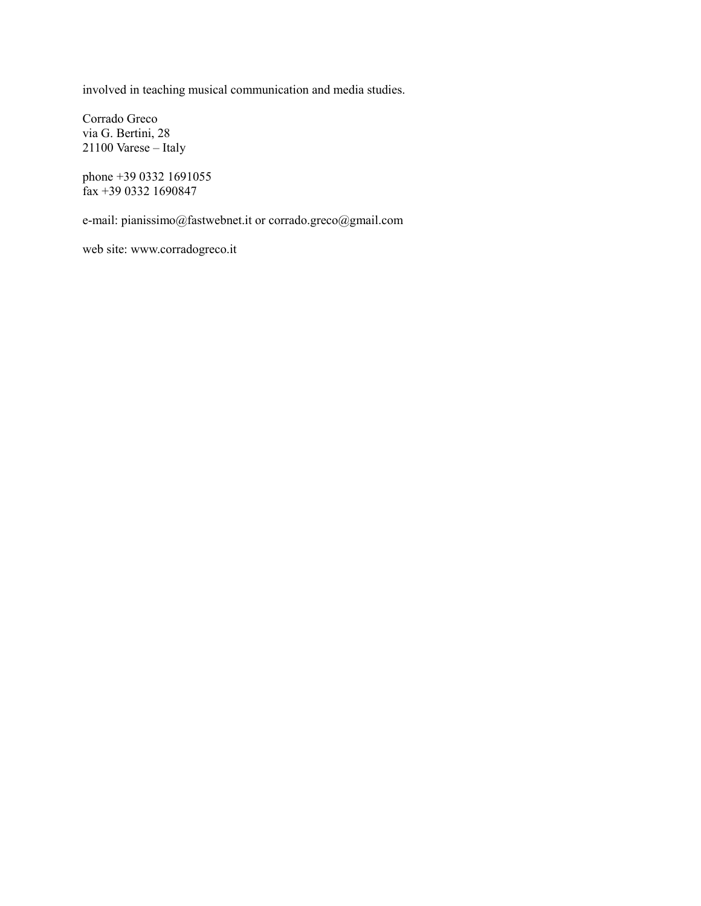involved in teaching musical communication and media studies.

Corrado Greco  
via G. Bertini, 28  
21100 Varese – Italy

phone +39 0332 1691055  
fax +39 0332 1690847

e-mail: pianissimo@fastwebnet.it or corrado.greco@gmail.com

web site: www.corradogreco.it